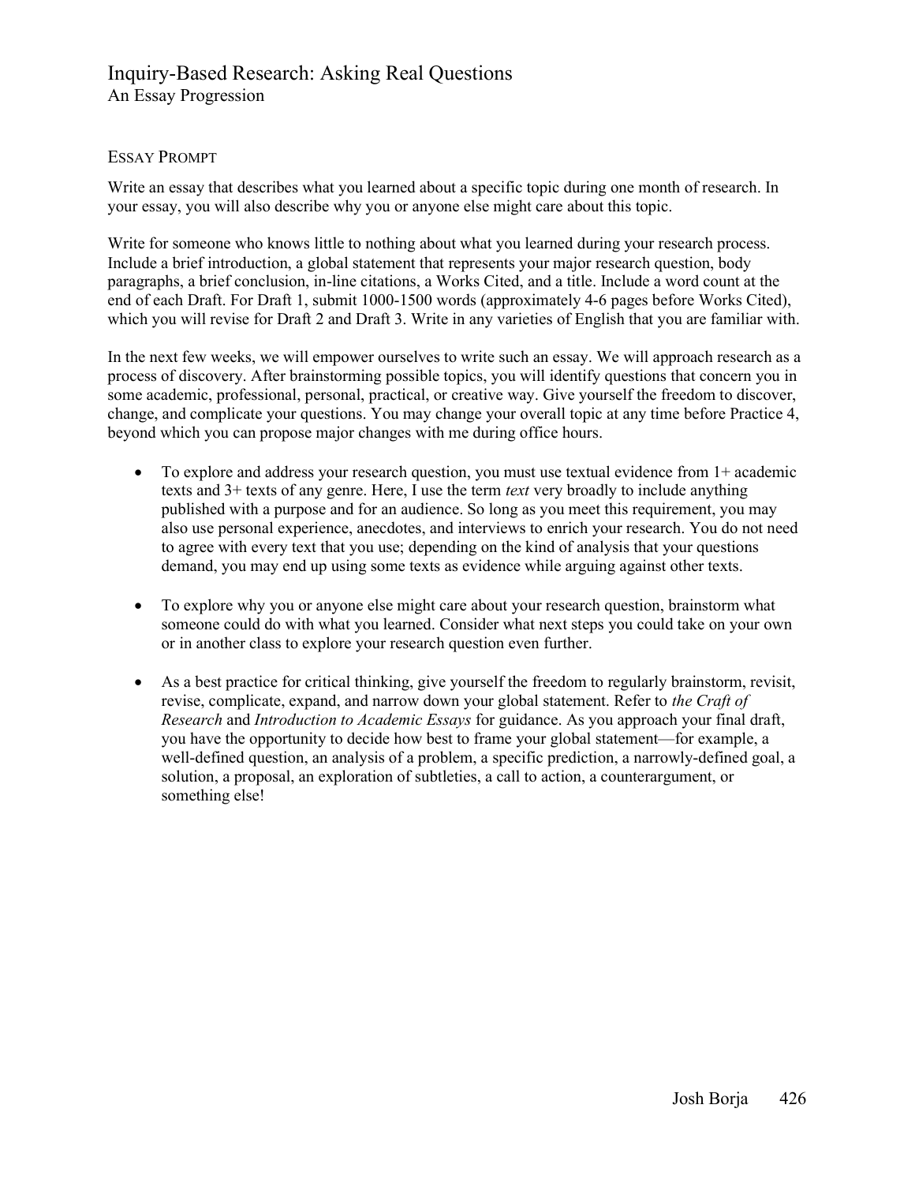# Inquiry-Based Research: Asking Real Questions

An Essay Progression

## Essay Prompt

Write an essay that describes what you learned about a specific topic during one month of research. In your essay, you will also describe why you or anyone else might care about this topic.

Write for someone who knows little to nothing about what you learned during your research process. Include a brief introduction, a global statement that represents your major research question, body paragraphs, a brief conclusion, in-line citations, a Works Cited, and a title. Include a word count at the end of each Draft. For Draft 1, submit 1000-1500 words (approximately 4-6 pages before Works Cited), which you will revise for Draft 2 and Draft 3. Write in any varieties of English that you are familiar with.

In the next few weeks, we will empower ourselves to write such an essay. We will approach research as a process of discovery. After brainstorming possible topics, you will identify questions that concern you in some academic, professional, personal, practical, or creative way. Give yourself the freedom to discover, change, and complicate your questions. You may change your overall topic at any time before Practice 4, beyond which you can propose major changes with me during office hours.

- To explore and address your research question, you must use textual evidence from 1+ academic texts and 3+ texts of any genre. Here, I use the term *text* very broadly to include anything published with a purpose and for an audience. So long as you meet this requirement, you may also use personal experience, anecdotes, and interviews to enrich your research. You do not need to agree with every text that you use; depending on the kind of analysis that your questions demand, you may end up using some texts as evidence while arguing against other texts.

- To explore why you or anyone else might care about your research question, brainstorm what someone could do with what you learned. Consider what next steps you could take on your own or in another class to explore your research question even further.

- As a best practice for critical thinking, give yourself the freedom to regularly brainstorm, revisit, revise, complicate, expand, and narrow down your global statement. Refer to *the Craft of Research* and *Introduction to Academic Essays* for guidance. As you approach your final draft, you have the opportunity to decide how best to frame your global statement—for example, a well-defined question, an analysis of a problem, a specific prediction, a narrowly-defined goal, a solution, a proposal, an exploration of subtleties, a call to action, a counterargument, or something else!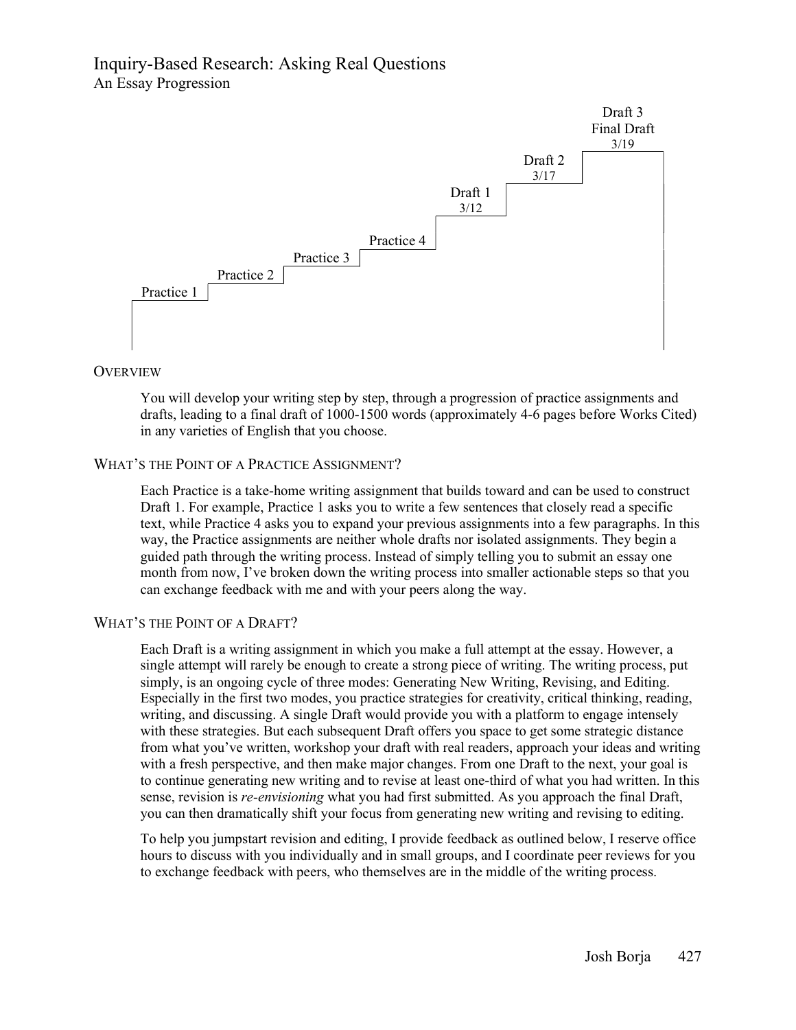# Inquiry-Based Research: Asking Real Questions

## An Essay Progression

Practice 1 → Practice 2 → Practice 3 → Practice 4 → Draft 1 (3/12) → Draft 2 (3/17) → Draft 3 Final Draft (3/19)

### Overview

You will develop your writing step by step, through a progression of practice assignments and drafts, leading to a final draft of 1000-1500 words (approximately 4-6 pages before Works Cited) in any varieties of English that you choose.

### What's the Point of a Practice Assignment?

Each Practice is a take-home writing assignment that builds toward and can be used to construct Draft 1. For example, Practice 1 asks you to write a few sentences that closely read a specific text, while Practice 4 asks you to expand your previous assignments into a few paragraphs. In this way, the Practice assignments are neither whole drafts nor isolated assignments. They begin a guided path through the writing process. Instead of simply telling you to submit an essay one month from now, I've broken down the writing process into smaller actionable steps so that you can exchange feedback with me and with your peers along the way.

### What's the Point of a Draft?

Each Draft is a writing assignment in which you make a full attempt at the essay. However, a single attempt will rarely be enough to create a strong piece of writing. The writing process, put simply, is an ongoing cycle of three modes: Generating New Writing, Revising, and Editing. Especially in the first two modes, you practice strategies for creativity, critical thinking, reading, writing, and discussing. A single Draft would provide you with a platform to engage intensely with these strategies. But each subsequent Draft offers you space to get some strategic distance from what you've written, workshop your draft with real readers, approach your ideas and writing with a fresh perspective, and then make major changes. From one Draft to the next, your goal is to continue generating new writing and to revise at least one-third of what you had written. In this sense, revision is *re-envisioning* what you had first submitted. As you approach the final Draft, you can then dramatically shift your focus from generating new writing and revising to editing.

To help you jumpstart revision and editing, I provide feedback as outlined below, I reserve office hours to discuss with you individually and in small groups, and I coordinate peer reviews for you to exchange feedback with peers, who themselves are in the middle of the writing process.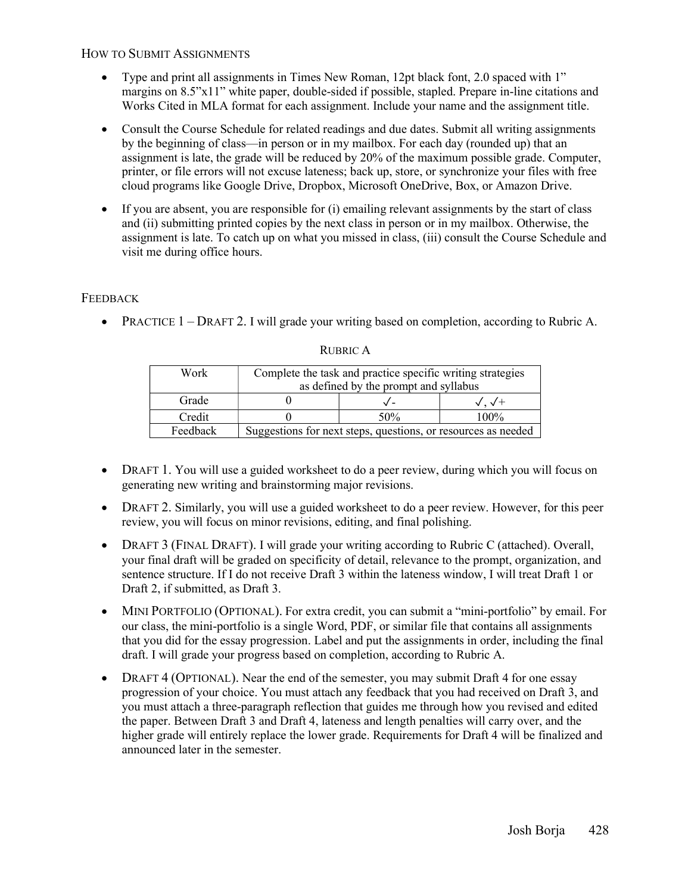## How to Submit Assignments

- Type and print all assignments in Times New Roman, 12pt black font, 2.0 spaced with 1" margins on 8.5"x11" white paper, double-sided if possible, stapled. Prepare in-line citations and Works Cited in MLA format for each assignment. Include your name and the assignment title.
- Consult the Course Schedule for related readings and due dates. Submit all writing assignments by the beginning of class—in person or in my mailbox. For each day (rounded up) that an assignment is late, the grade will be reduced by 20% of the maximum possible grade. Computer, printer, or file errors will not excuse lateness; back up, store, or synchronize your files with free cloud programs like Google Drive, Dropbox, Microsoft OneDrive, Box, or Amazon Drive.
- If you are absent, you are responsible for (i) emailing relevant assignments by the start of class and (ii) submitting printed copies by the next class in person or in my mailbox. Otherwise, the assignment is late. To catch up on what you missed in class, (iii) consult the Course Schedule and visit me during office hours.

## Feedback

- Practice 1 – Draft 2. I will grade your writing based on completion, according to Rubric A.

Rubric A

| Work | Complete the task and practice specific writing strategies as defined by the prompt and syllabus | | |
|---|---|---|---|
| Grade | 0 | ✓- | ✓, ✓+ |
| Credit | 0 | 50% | 100% |
| Feedback | Suggestions for next steps, questions, or resources as needed | | |

- Draft 1. You will use a guided worksheet to do a peer review, during which you will focus on generating new writing and brainstorming major revisions.
- Draft 2. Similarly, you will use a guided worksheet to do a peer review. However, for this peer review, you will focus on minor revisions, editing, and final polishing.
- Draft 3 (Final Draft). I will grade your writing according to Rubric C (attached). Overall, your final draft will be graded on specificity of detail, relevance to the prompt, organization, and sentence structure. If I do not receive Draft 3 within the lateness window, I will treat Draft 1 or Draft 2, if submitted, as Draft 3.
- Mini Portfolio (Optional). For extra credit, you can submit a "mini-portfolio" by email. For our class, the mini-portfolio is a single Word, PDF, or similar file that contains all assignments that you did for the essay progression. Label and put the assignments in order, including the final draft. I will grade your progress based on completion, according to Rubric A.
- Draft 4 (Optional). Near the end of the semester, you may submit Draft 4 for one essay progression of your choice. You must attach any feedback that you had received on Draft 3, and you must attach a three-paragraph reflection that guides me through how you revised and edited the paper. Between Draft 3 and Draft 4, lateness and length penalties will carry over, and the higher grade will entirely replace the lower grade. Requirements for Draft 4 will be finalized and announced later in the semester.